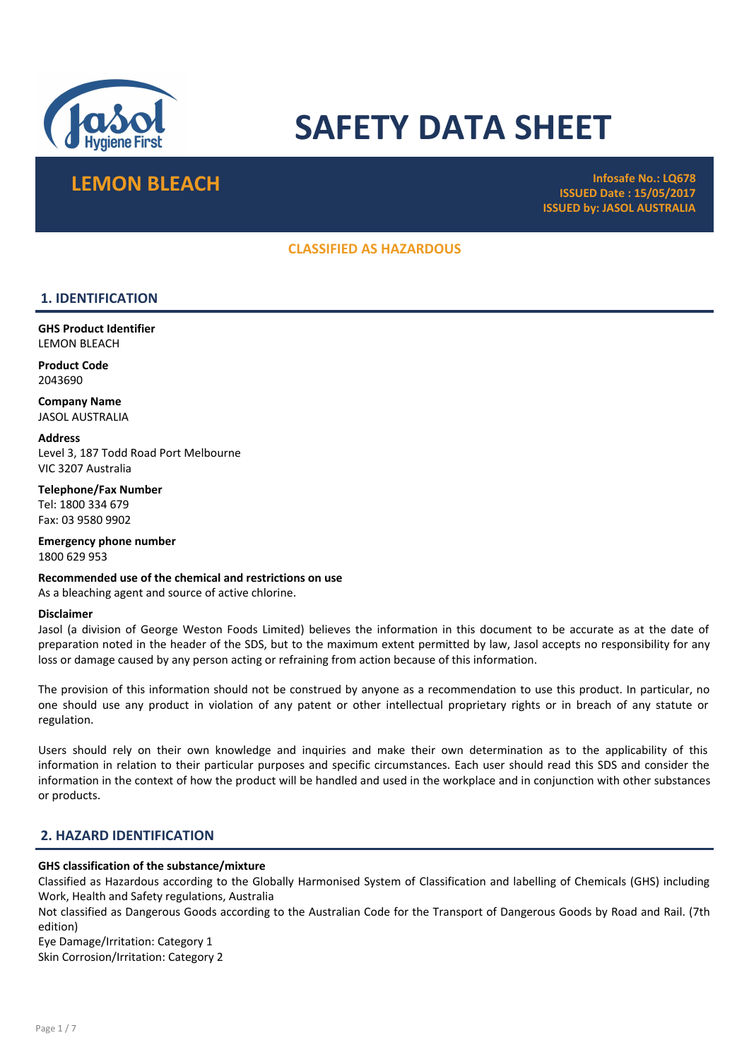# SAFETY DATA SHEET

## LEMON BLEACH

**Infosafe No.: LQ678**
**ISSUED Date : 15/05/2017**
**ISSUED by: JASOL AUSTRALIA**

**CLASSIFIED AS HAZARDOUS**

## 1. IDENTIFICATION

**GHS Product Identifier**
LEMON BLEACH

**Product Code**
2043690

**Company Name**
JASOL AUSTRALIA

**Address**
Level 3, 187 Todd Road Port Melbourne
VIC 3207 Australia

**Telephone/Fax Number**
Tel: 1800 334 679
Fax: 03 9580 9902

**Emergency phone number**
1800 629 953

**Recommended use of the chemical and restrictions on use**
As a bleaching agent and source of active chlorine.

**Disclaimer**
Jasol (a division of George Weston Foods Limited) believes the information in this document to be accurate as at the date of preparation noted in the header of the SDS, but to the maximum extent permitted by law, Jasol accepts no responsibility for any loss or damage caused by any person acting or refraining from action because of this information.

The provision of this information should not be construed by anyone as a recommendation to use this product. In particular, no one should use any product in violation of any patent or other intellectual proprietary rights or in breach of any statute or regulation.

Users should rely on their own knowledge and inquiries and make their own determination as to the applicability of this information in relation to their particular purposes and specific circumstances. Each user should read this SDS and consider the information in the context of how the product will be handled and used in the workplace and in conjunction with other substances or products.

## 2. HAZARD IDENTIFICATION

**GHS classification of the substance/mixture**
Classified as Hazardous according to the Globally Harmonised System of Classification and labelling of Chemicals (GHS) including Work, Health and Safety regulations, Australia
Not classified as Dangerous Goods according to the Australian Code for the Transport of Dangerous Goods by Road and Rail. (7th edition)
Eye Damage/Irritation: Category 1
Skin Corrosion/Irritation: Category 2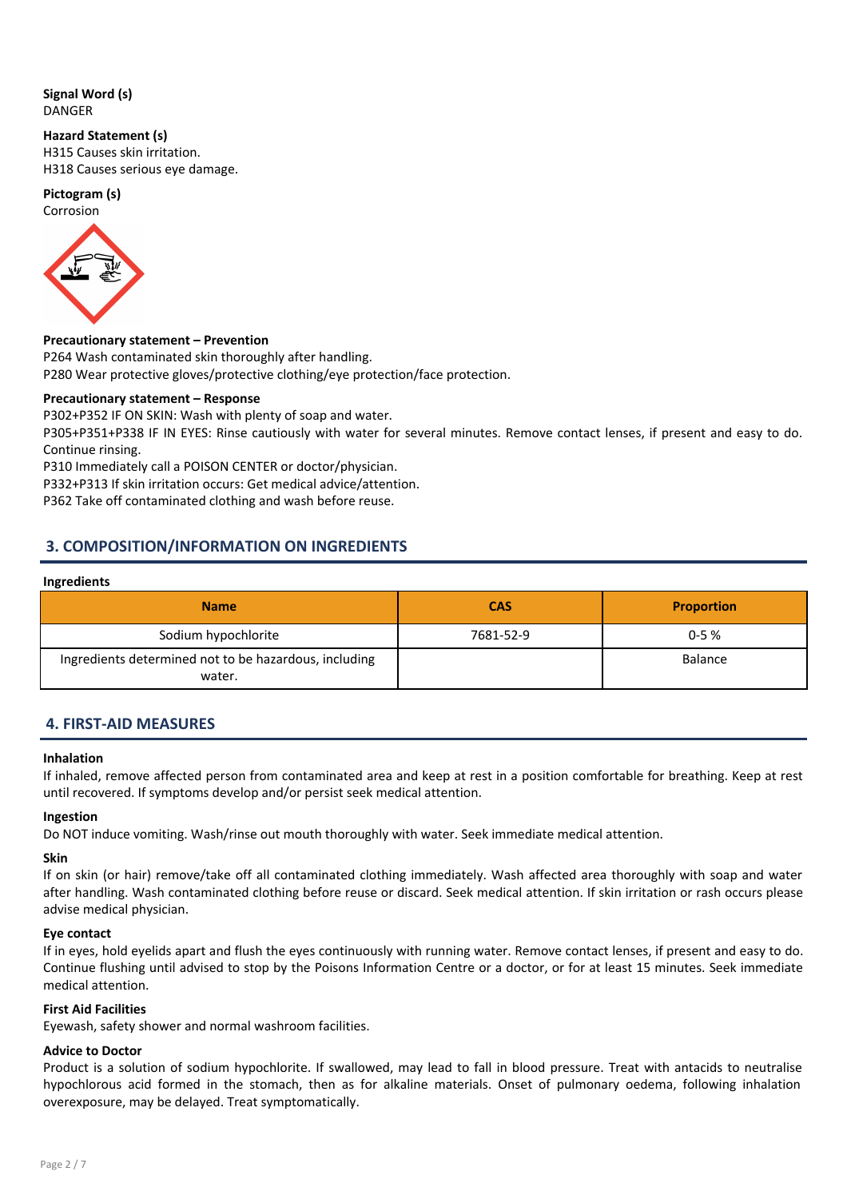**Signal Word (s)**
DANGER

**Hazard Statement (s)**
H315 Causes skin irritation.
H318 Causes serious eye damage.

**Pictogram (s)**
Corrosion

**Precautionary statement – Prevention**
P264 Wash contaminated skin thoroughly after handling.
P280 Wear protective gloves/protective clothing/eye protection/face protection.

**Precautionary statement – Response**
P302+P352 IF ON SKIN: Wash with plenty of soap and water.
P305+P351+P338 IF IN EYES: Rinse cautiously with water for several minutes. Remove contact lenses, if present and easy to do. Continue rinsing.
P310 Immediately call a POISON CENTER or doctor/physician.
P332+P313 If skin irritation occurs: Get medical advice/attention.
P362 Take off contaminated clothing and wash before reuse.

## 3. COMPOSITION/INFORMATION ON INGREDIENTS

**Ingredients**

| Name | CAS | Proportion |
|---|---|---|
| Sodium hypochlorite | 7681-52-9 | 0-5 % |
| Ingredients determined not to be hazardous, including water. | | Balance |

## 4. FIRST-AID MEASURES

**Inhalation**
If inhaled, remove affected person from contaminated area and keep at rest in a position comfortable for breathing. Keep at rest until recovered. If symptoms develop and/or persist seek medical attention.

**Ingestion**
Do NOT induce vomiting. Wash/rinse out mouth thoroughly with water. Seek immediate medical attention.

**Skin**
If on skin (or hair) remove/take off all contaminated clothing immediately. Wash affected area thoroughly with soap and water after handling. Wash contaminated clothing before reuse or discard. Seek medical attention. If skin irritation or rash occurs please advise medical physician.

**Eye contact**
If in eyes, hold eyelids apart and flush the eyes continuously with running water. Remove contact lenses, if present and easy to do. Continue flushing until advised to stop by the Poisons Information Centre or a doctor, or for at least 15 minutes. Seek immediate medical attention.

**First Aid Facilities**
Eyewash, safety shower and normal washroom facilities.

**Advice to Doctor**
Product is a solution of sodium hypochlorite. If swallowed, may lead to fall in blood pressure. Treat with antacids to neutralise hypochlorous acid formed in the stomach, then as for alkaline materials. Onset of pulmonary oedema, following inhalation overexposure, may be delayed. Treat symptomatically.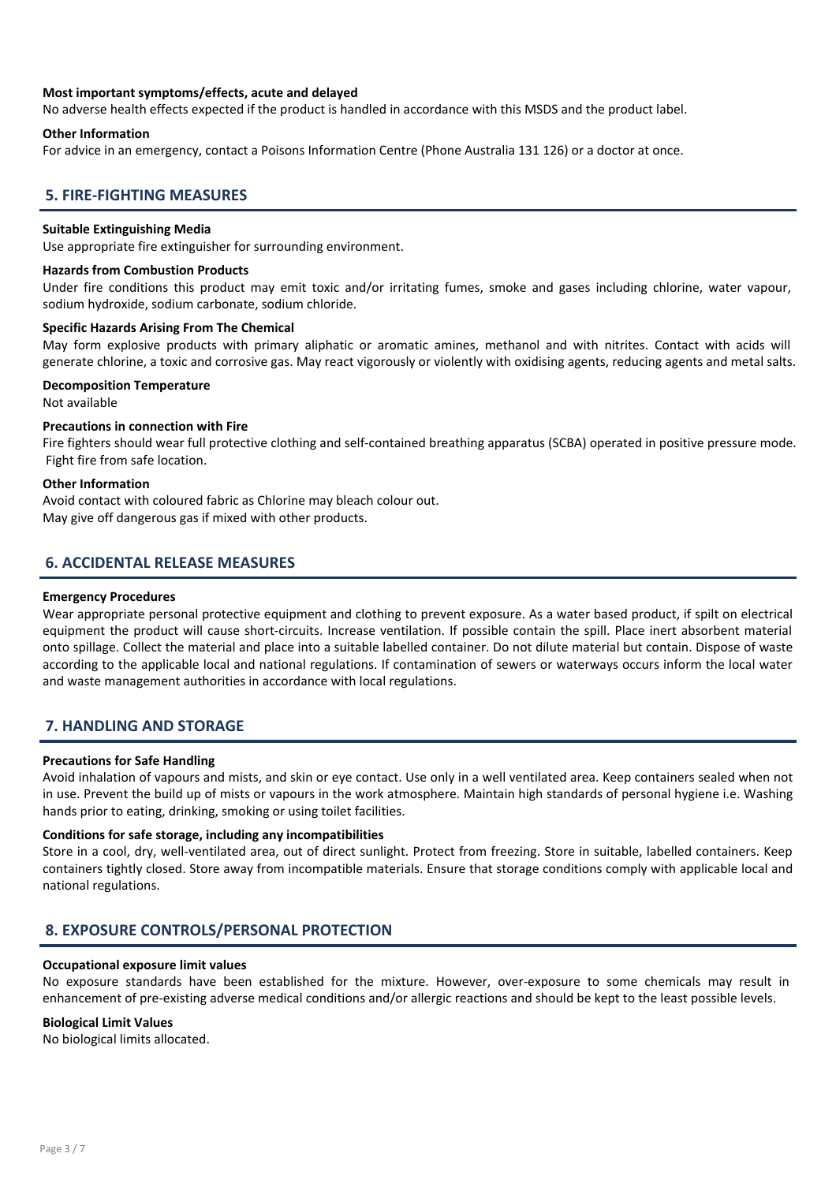**Most important symptoms/effects, acute and delayed**

No adverse health effects expected if the product is handled in accordance with this MSDS and the product label.

**Other Information**

For advice in an emergency, contact a Poisons Information Centre (Phone Australia 131 126) or a doctor at once.

## 5. FIRE-FIGHTING MEASURES

**Suitable Extinguishing Media**

Use appropriate fire extinguisher for surrounding environment.

**Hazards from Combustion Products**

Under fire conditions this product may emit toxic and/or irritating fumes, smoke and gases including chlorine, water vapour, sodium hydroxide, sodium carbonate, sodium chloride.

**Specific Hazards Arising From The Chemical**

May form explosive products with primary aliphatic or aromatic amines, methanol and with nitrites. Contact with acids will generate chlorine, a toxic and corrosive gas. May react vigorously or violently with oxidising agents, reducing agents and metal salts.

**Decomposition Temperature**

Not available

**Precautions in connection with Fire**

Fire fighters should wear full protective clothing and self-contained breathing apparatus (SCBA) operated in positive pressure mode. Fight fire from safe location.

**Other Information**

Avoid contact with coloured fabric as Chlorine may bleach colour out.
May give off dangerous gas if mixed with other products.

## 6. ACCIDENTAL RELEASE MEASURES

**Emergency Procedures**

Wear appropriate personal protective equipment and clothing to prevent exposure. As a water based product, if spilt on electrical equipment the product will cause short-circuits. Increase ventilation. If possible contain the spill. Place inert absorbent material onto spillage. Collect the material and place into a suitable labelled container. Do not dilute material but contain. Dispose of waste according to the applicable local and national regulations. If contamination of sewers or waterways occurs inform the local water and waste management authorities in accordance with local regulations.

## 7. HANDLING AND STORAGE

**Precautions for Safe Handling**

Avoid inhalation of vapours and mists, and skin or eye contact. Use only in a well ventilated area. Keep containers sealed when not in use. Prevent the build up of mists or vapours in the work atmosphere. Maintain high standards of personal hygiene i.e. Washing hands prior to eating, drinking, smoking or using toilet facilities.

**Conditions for safe storage, including any incompatibilities**

Store in a cool, dry, well-ventilated area, out of direct sunlight. Protect from freezing. Store in suitable, labelled containers. Keep containers tightly closed. Store away from incompatible materials. Ensure that storage conditions comply with applicable local and national regulations.

## 8. EXPOSURE CONTROLS/PERSONAL PROTECTION

**Occupational exposure limit values**

No exposure standards have been established for the mixture. However, over-exposure to some chemicals may result in enhancement of pre-existing adverse medical conditions and/or allergic reactions and should be kept to the least possible levels.

**Biological Limit Values**

No biological limits allocated.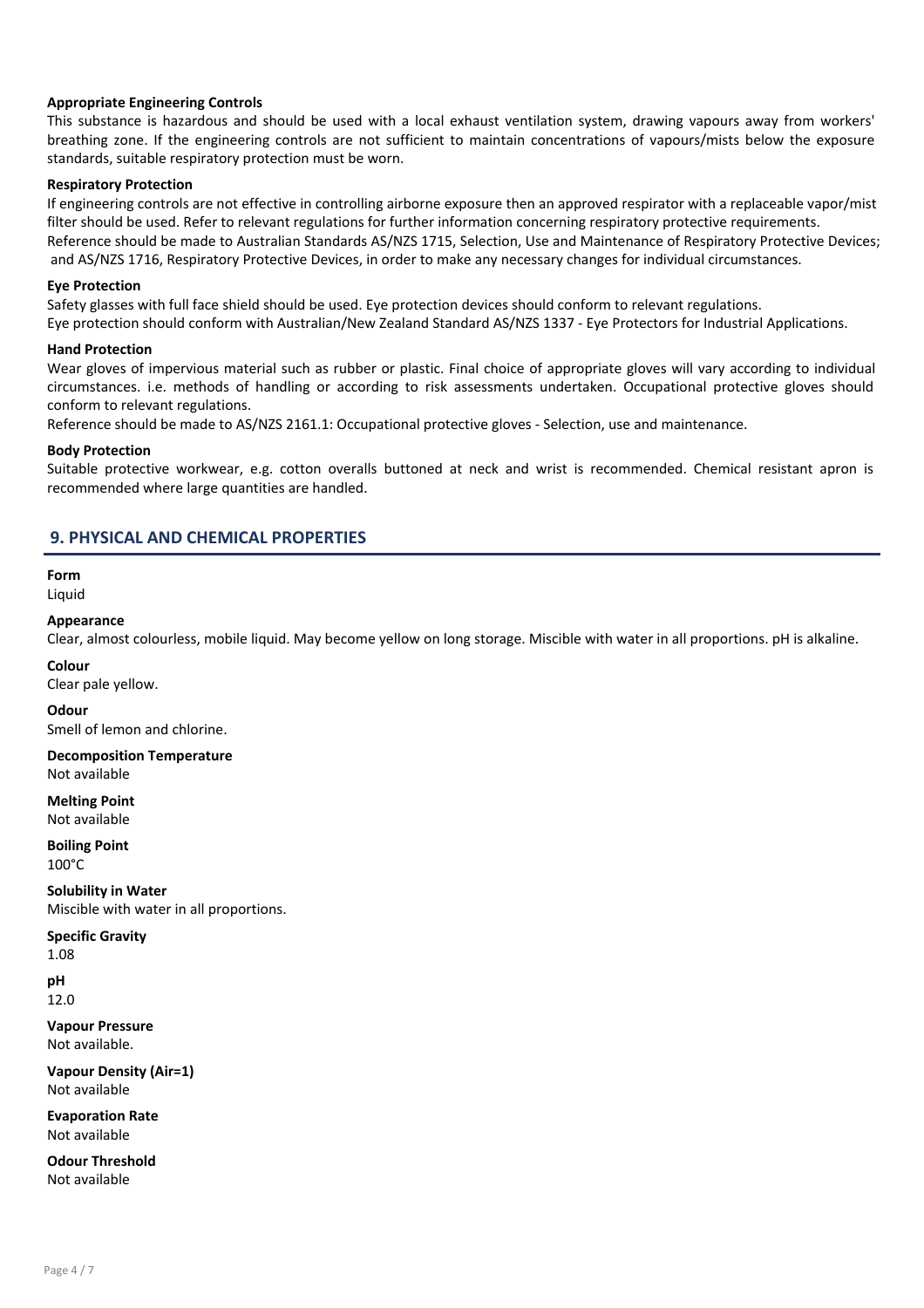#### Appropriate Engineering Controls

This substance is hazardous and should be used with a local exhaust ventilation system, drawing vapours away from workers' breathing zone. If the engineering controls are not sufficient to maintain concentrations of vapours/mists below the exposure standards, suitable respiratory protection must be worn.

#### Respiratory Protection

If engineering controls are not effective in controlling airborne exposure then an approved respirator with a replaceable vapor/mist filter should be used. Refer to relevant regulations for further information concerning respiratory protective requirements.
Reference should be made to Australian Standards AS/NZS 1715, Selection, Use and Maintenance of Respiratory Protective Devices; and AS/NZS 1716, Respiratory Protective Devices, in order to make any necessary changes for individual circumstances.

#### Eye Protection

Safety glasses with full face shield should be used. Eye protection devices should conform to relevant regulations.
Eye protection should conform with Australian/New Zealand Standard AS/NZS 1337 - Eye Protectors for Industrial Applications.

#### Hand Protection

Wear gloves of impervious material such as rubber or plastic. Final choice of appropriate gloves will vary according to individual circumstances. i.e. methods of handling or according to risk assessments undertaken. Occupational protective gloves should conform to relevant regulations.
Reference should be made to AS/NZS 2161.1: Occupational protective gloves - Selection, use and maintenance.

#### Body Protection

Suitable protective workwear, e.g. cotton overalls buttoned at neck and wrist is recommended. Chemical resistant apron is recommended where large quantities are handled.

## 9. PHYSICAL AND CHEMICAL PROPERTIES

**Form**
Liquid

**Appearance**
Clear, almost colourless, mobile liquid. May become yellow on long storage. Miscible with water in all proportions. pH is alkaline.

**Colour**
Clear pale yellow.

**Odour**
Smell of lemon and chlorine.

**Decomposition Temperature**
Not available

**Melting Point**
Not available

**Boiling Point**
100°C

**Solubility in Water**
Miscible with water in all proportions.

**Specific Gravity**
1.08

**pH**
12.0

**Vapour Pressure**
Not available.

**Vapour Density (Air=1)**
Not available

**Evaporation Rate**
Not available

**Odour Threshold**
Not available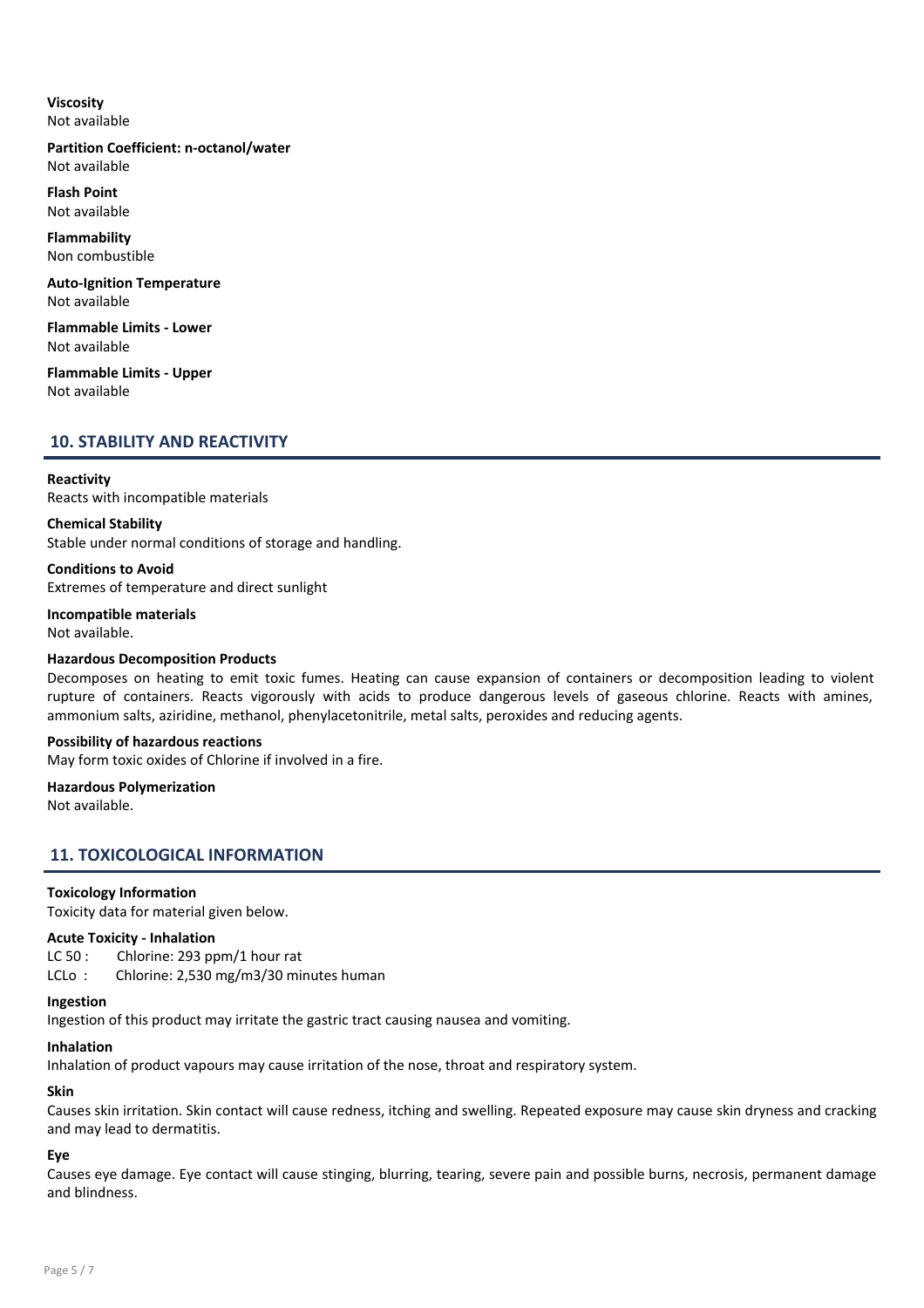**Viscosity**
Not available

**Partition Coefficient: n-octanol/water**
Not available

**Flash Point**
Not available

**Flammability**
Non combustible

**Auto-Ignition Temperature**
Not available

**Flammable Limits - Lower**
Not available

**Flammable Limits - Upper**
Not available

## 10. STABILITY AND REACTIVITY

**Reactivity**
Reacts with incompatible materials

**Chemical Stability**
Stable under normal conditions of storage and handling.

**Conditions to Avoid**
Extremes of temperature and direct sunlight

**Incompatible materials**
Not available.

**Hazardous Decomposition Products**
Decomposes on heating to emit toxic fumes. Heating can cause expansion of containers or decomposition leading to violent rupture of containers. Reacts vigorously with acids to produce dangerous levels of gaseous chlorine. Reacts with amines, ammonium salts, aziridine, methanol, phenylacetonitrile, metal salts, peroxides and reducing agents.

**Possibility of hazardous reactions**
May form toxic oxides of Chlorine if involved in a fire.

**Hazardous Polymerization**
Not available.

## 11. TOXICOLOGICAL INFORMATION

**Toxicology Information**
Toxicity data for material given below.

**Acute Toxicity - Inhalation**
LC 50 : Chlorine: 293 ppm/1 hour rat
LCLo : Chlorine: 2,530 mg/m3/30 minutes human

**Ingestion**
Ingestion of this product may irritate the gastric tract causing nausea and vomiting.

**Inhalation**
Inhalation of product vapours may cause irritation of the nose, throat and respiratory system.

**Skin**
Causes skin irritation. Skin contact will cause redness, itching and swelling. Repeated exposure may cause skin dryness and cracking and may lead to dermatitis.

**Eye**
Causes eye damage. Eye contact will cause stinging, blurring, tearing, severe pain and possible burns, necrosis, permanent damage and blindness.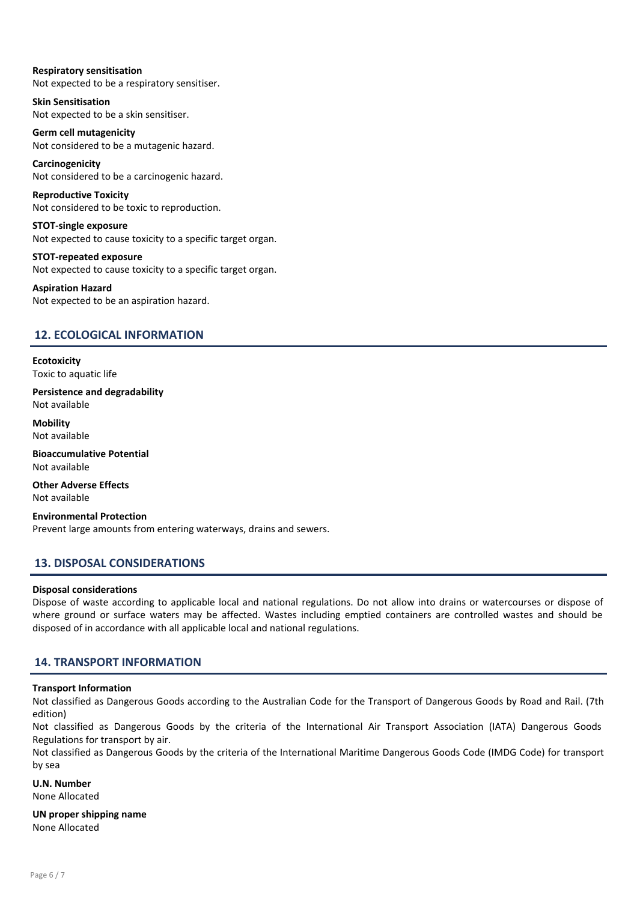**Respiratory sensitisation**
Not expected to be a respiratory sensitiser.

**Skin Sensitisation**
Not expected to be a skin sensitiser.

**Germ cell mutagenicity**
Not considered to be a mutagenic hazard.

**Carcinogenicity**
Not considered to be a carcinogenic hazard.

**Reproductive Toxicity**
Not considered to be toxic to reproduction.

**STOT-single exposure**
Not expected to cause toxicity to a specific target organ.

**STOT-repeated exposure**
Not expected to cause toxicity to a specific target organ.

**Aspiration Hazard**
Not expected to be an aspiration hazard.

## 12. ECOLOGICAL INFORMATION

**Ecotoxicity**
Toxic to aquatic life

**Persistence and degradability**
Not available

**Mobility**
Not available

**Bioaccumulative Potential**
Not available

**Other Adverse Effects**
Not available

**Environmental Protection**
Prevent large amounts from entering waterways, drains and sewers.

## 13. DISPOSAL CONSIDERATIONS

**Disposal considerations**
Dispose of waste according to applicable local and national regulations. Do not allow into drains or watercourses or dispose of where ground or surface waters may be affected. Wastes including emptied containers are controlled wastes and should be disposed of in accordance with all applicable local and national regulations.

## 14. TRANSPORT INFORMATION

**Transport Information**
Not classified as Dangerous Goods according to the Australian Code for the Transport of Dangerous Goods by Road and Rail. (7th edition)
Not classified as Dangerous Goods by the criteria of the International Air Transport Association (IATA) Dangerous Goods Regulations for transport by air.
Not classified as Dangerous Goods by the criteria of the International Maritime Dangerous Goods Code (IMDG Code) for transport by sea

**U.N. Number**
None Allocated

**UN proper shipping name**
None Allocated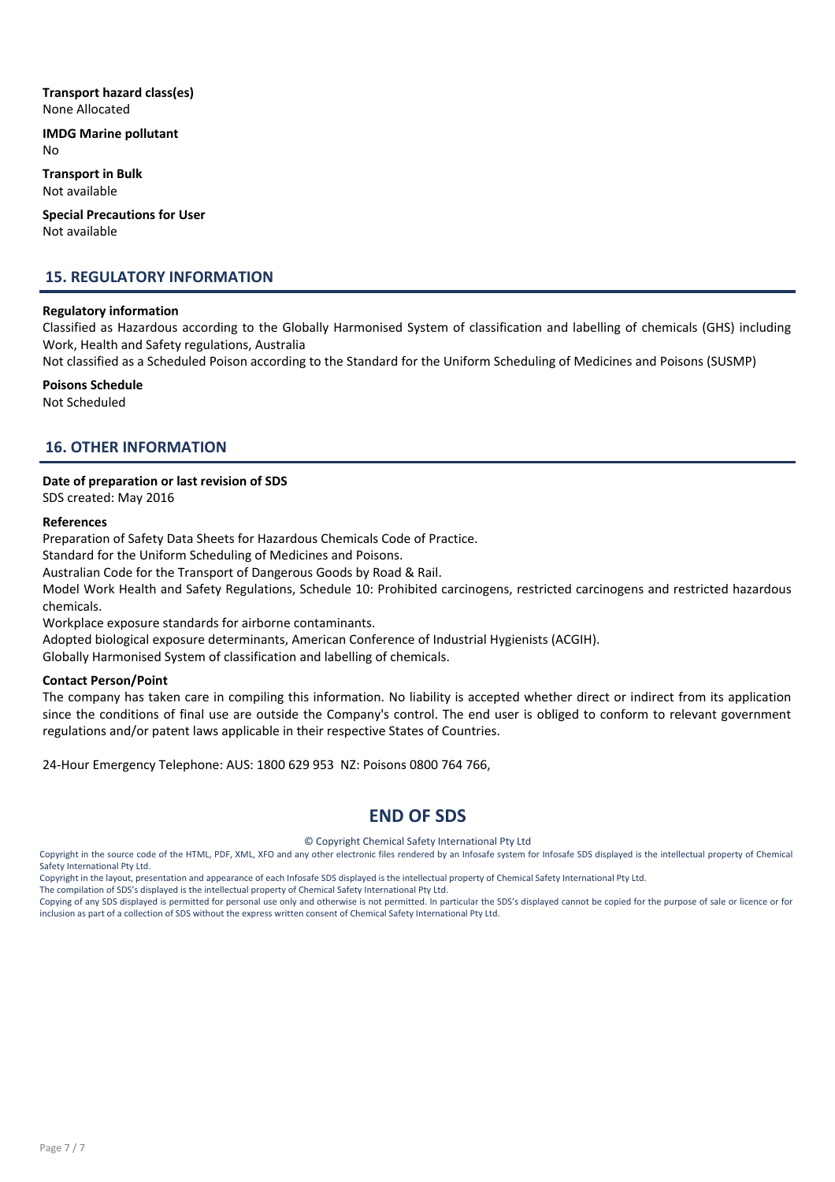**Transport hazard class(es)**
None Allocated

**IMDG Marine pollutant**
No

**Transport in Bulk**
Not available

**Special Precautions for User**
Not available

## 15. REGULATORY INFORMATION

**Regulatory information**
Classified as Hazardous according to the Globally Harmonised System of classification and labelling of chemicals (GHS) including Work, Health and Safety regulations, Australia
Not classified as a Scheduled Poison according to the Standard for the Uniform Scheduling of Medicines and Poisons (SUSMP)

**Poisons Schedule**
Not Scheduled

## 16. OTHER INFORMATION

**Date of preparation or last revision of SDS**
SDS created: May 2016

**References**
Preparation of Safety Data Sheets for Hazardous Chemicals Code of Practice.
Standard for the Uniform Scheduling of Medicines and Poisons.
Australian Code for the Transport of Dangerous Goods by Road & Rail.
Model Work Health and Safety Regulations, Schedule 10: Prohibited carcinogens, restricted carcinogens and restricted hazardous chemicals.
Workplace exposure standards for airborne contaminants.
Adopted biological exposure determinants, American Conference of Industrial Hygienists (ACGIH).
Globally Harmonised System of classification and labelling of chemicals.

**Contact Person/Point**
The company has taken care in compiling this information. No liability is accepted whether direct or indirect from its application since the conditions of final use are outside the Company's control. The end user is obliged to conform to relevant government regulations and/or patent laws applicable in their respective States of Countries.

24-Hour Emergency Telephone: AUS: 1800 629 953 NZ: Poisons 0800 764 766,

## END OF SDS

© Copyright Chemical Safety International Pty Ltd

Copyright in the source code of the HTML, PDF, XML, XFO and any other electronic files rendered by an Infosafe system for Infosafe SDS displayed is the intellectual property of Chemical Safety International Pty Ltd.
Copyright in the layout, presentation and appearance of each Infosafe SDS displayed is the intellectual property of Chemical Safety International Pty Ltd.
The compilation of SDS's displayed is the intellectual property of Chemical Safety International Pty Ltd.
Copying of any SDS displayed is permitted for personal use only and otherwise is not permitted. In particular the SDS's displayed cannot be copied for the purpose of sale or licence or for inclusion as part of a collection of SDS without the express written consent of Chemical Safety International Pty Ltd.